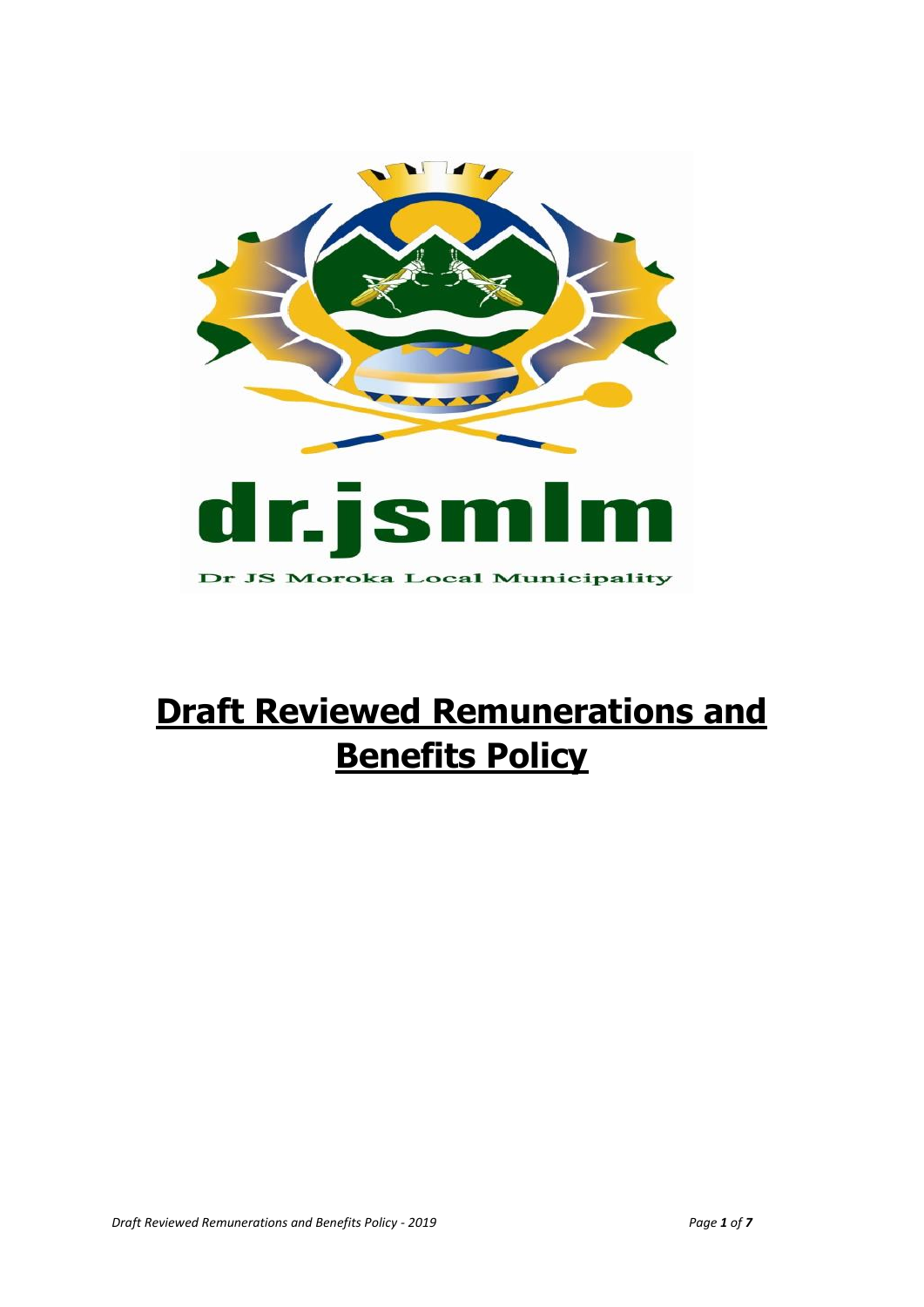dr.jsmlm

Dr JS Moroka Local Municipality

# **Draft Reviewed Remunerations and Benefits Policy**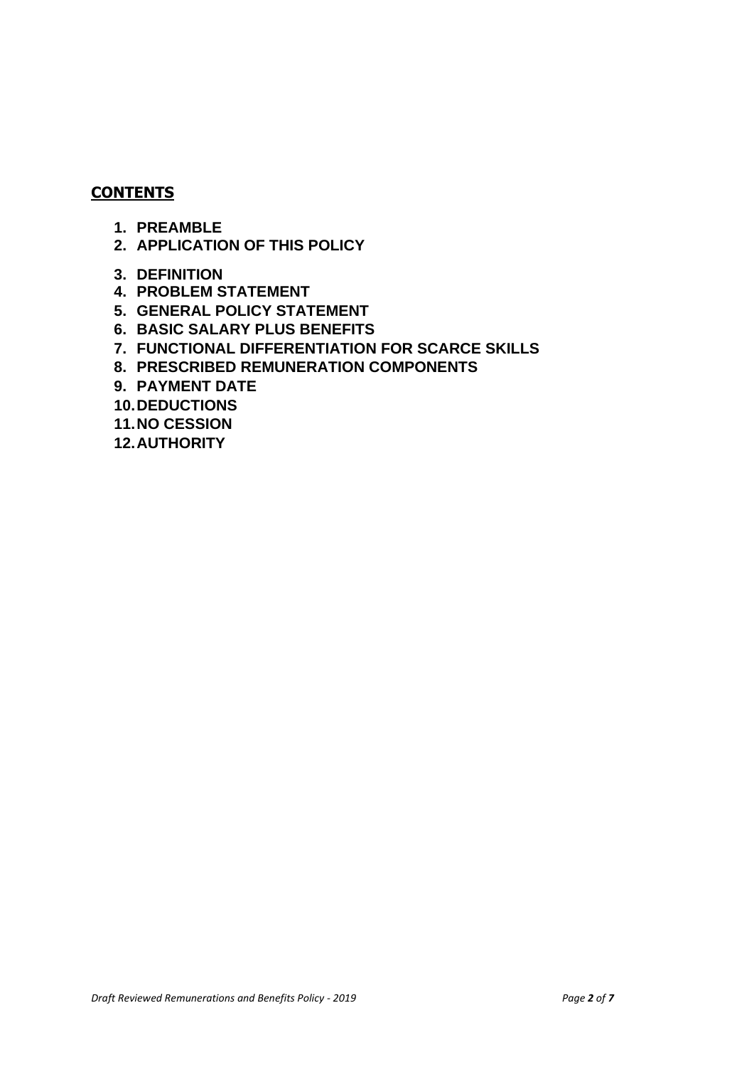## CONTENTS

1. **PREAMBLE**
2. **APPLICATION OF THIS POLICY**
3. **DEFINITION**
4. **PROBLEM STATEMENT**
5. **GENERAL POLICY STATEMENT**
6. **BASIC SALARY PLUS BENEFITS**
7. **FUNCTIONAL DIFFERENTIATION FOR SCARCE SKILLS**
8. **PRESCRIBED REMUNERATION COMPONENTS**
9. **PAYMENT DATE**
10. **DEDUCTIONS**
11. **NO CESSION**
12. **AUTHORITY**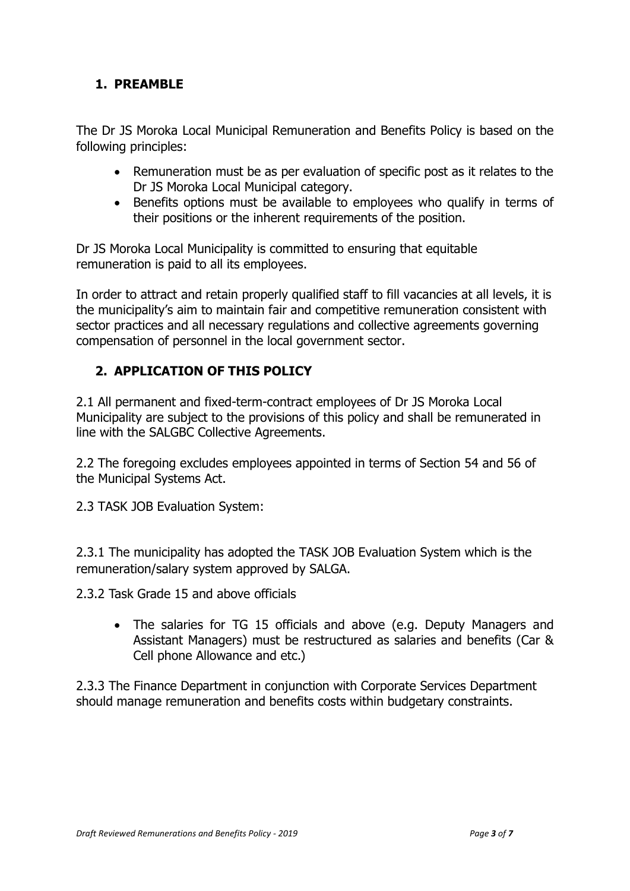## 1. PREAMBLE

The Dr JS Moroka Local Municipal Remuneration and Benefits Policy is based on the following principles:

- Remuneration must be as per evaluation of specific post as it relates to the Dr JS Moroka Local Municipal category.
- Benefits options must be available to employees who qualify in terms of their positions or the inherent requirements of the position.

Dr JS Moroka Local Municipality is committed to ensuring that equitable remuneration is paid to all its employees.

In order to attract and retain properly qualified staff to fill vacancies at all levels, it is the municipality's aim to maintain fair and competitive remuneration consistent with sector practices and all necessary regulations and collective agreements governing compensation of personnel in the local government sector.

## 2. APPLICATION OF THIS POLICY

2.1 All permanent and fixed-term-contract employees of Dr JS Moroka Local Municipality are subject to the provisions of this policy and shall be remunerated in line with the SALGBC Collective Agreements.

2.2 The foregoing excludes employees appointed in terms of Section 54 and 56 of the Municipal Systems Act.

2.3 TASK JOB Evaluation System:

2.3.1 The municipality has adopted the TASK JOB Evaluation System which is the remuneration/salary system approved by SALGA.

2.3.2 Task Grade 15 and above officials

- The salaries for TG 15 officials and above (e.g. Deputy Managers and Assistant Managers) must be restructured as salaries and benefits (Car & Cell phone Allowance and etc.)

2.3.3 The Finance Department in conjunction with Corporate Services Department should manage remuneration and benefits costs within budgetary constraints.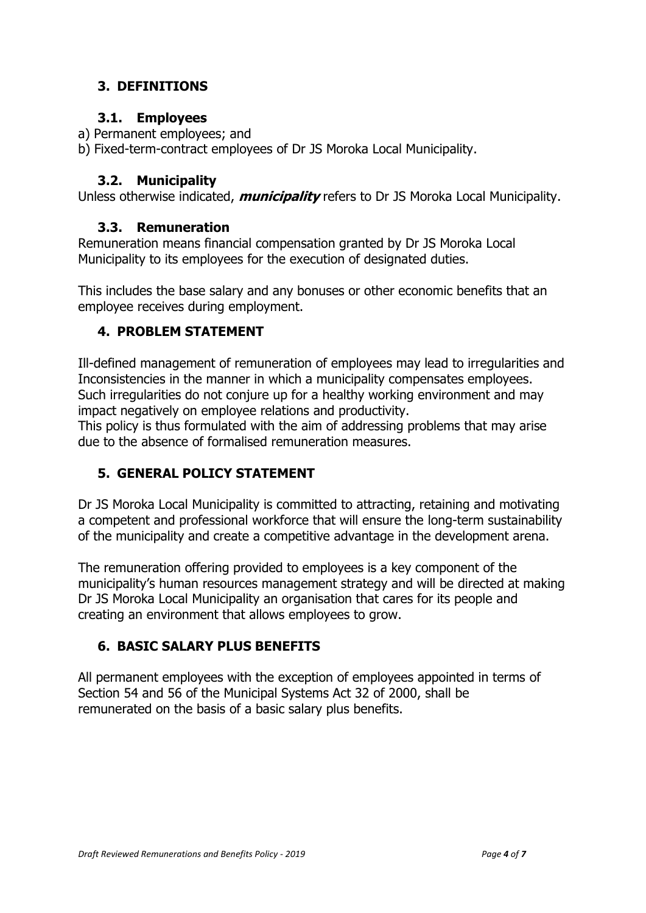## 3. DEFINITIONS

### 3.1. Employees

a) Permanent employees; and
b) Fixed-term-contract employees of Dr JS Moroka Local Municipality.

### 3.2. Municipality

Unless otherwise indicated, ***municipality*** refers to Dr JS Moroka Local Municipality.

### 3.3. Remuneration

Remuneration means financial compensation granted by Dr JS Moroka Local Municipality to its employees for the execution of designated duties.

This includes the base salary and any bonuses or other economic benefits that an employee receives during employment.

## 4. PROBLEM STATEMENT

Ill-defined management of remuneration of employees may lead to irregularities and Inconsistencies in the manner in which a municipality compensates employees. Such irregularities do not conjure up for a healthy working environment and may impact negatively on employee relations and productivity.
This policy is thus formulated with the aim of addressing problems that may arise due to the absence of formalised remuneration measures.

## 5. GENERAL POLICY STATEMENT

Dr JS Moroka Local Municipality is committed to attracting, retaining and motivating a competent and professional workforce that will ensure the long-term sustainability of the municipality and create a competitive advantage in the development arena.

The remuneration offering provided to employees is a key component of the municipality's human resources management strategy and will be directed at making Dr JS Moroka Local Municipality an organisation that cares for its people and creating an environment that allows employees to grow.

## 6. BASIC SALARY PLUS BENEFITS

All permanent employees with the exception of employees appointed in terms of Section 54 and 56 of the Municipal Systems Act 32 of 2000, shall be remunerated on the basis of a basic salary plus benefits.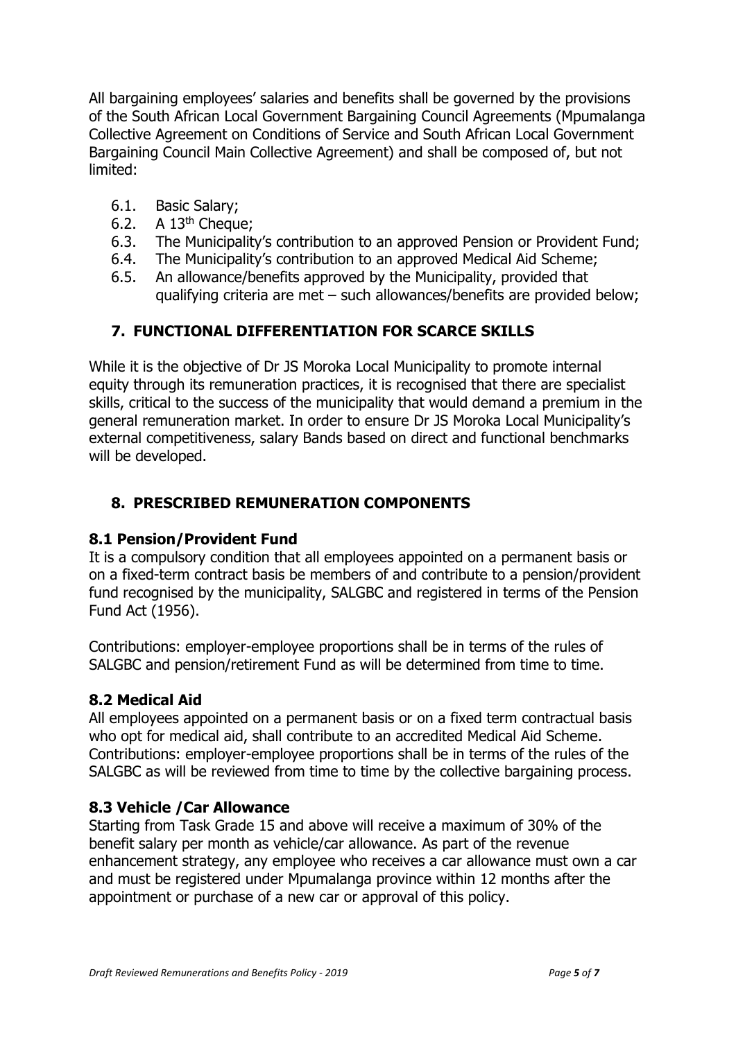All bargaining employees' salaries and benefits shall be governed by the provisions of the South African Local Government Bargaining Council Agreements (Mpumalanga Collective Agreement on Conditions of Service and South African Local Government Bargaining Council Main Collective Agreement) and shall be composed of, but not limited:

- 6.1. Basic Salary;
- 6.2. A 13th Cheque;
- 6.3. The Municipality's contribution to an approved Pension or Provident Fund;
- 6.4. The Municipality's contribution to an approved Medical Aid Scheme;
- 6.5. An allowance/benefits approved by the Municipality, provided that qualifying criteria are met – such allowances/benefits are provided below;

## 7. FUNCTIONAL DIFFERENTIATION FOR SCARCE SKILLS

While it is the objective of Dr JS Moroka Local Municipality to promote internal equity through its remuneration practices, it is recognised that there are specialist skills, critical to the success of the municipality that would demand a premium in the general remuneration market. In order to ensure Dr JS Moroka Local Municipality's external competitiveness, salary Bands based on direct and functional benchmarks will be developed.

## 8. PRESCRIBED REMUNERATION COMPONENTS

### 8.1 Pension/Provident Fund

It is a compulsory condition that all employees appointed on a permanent basis or on a fixed-term contract basis be members of and contribute to a pension/provident fund recognised by the municipality, SALGBC and registered in terms of the Pension Fund Act (1956).

Contributions: employer-employee proportions shall be in terms of the rules of SALGBC and pension/retirement Fund as will be determined from time to time.

### 8.2 Medical Aid

All employees appointed on a permanent basis or on a fixed term contractual basis who opt for medical aid, shall contribute to an accredited Medical Aid Scheme. Contributions: employer-employee proportions shall be in terms of the rules of the SALGBC as will be reviewed from time to time by the collective bargaining process.

### 8.3 Vehicle /Car Allowance

Starting from Task Grade 15 and above will receive a maximum of 30% of the benefit salary per month as vehicle/car allowance. As part of the revenue enhancement strategy, any employee who receives a car allowance must own a car and must be registered under Mpumalanga province within 12 months after the appointment or purchase of a new car or approval of this policy.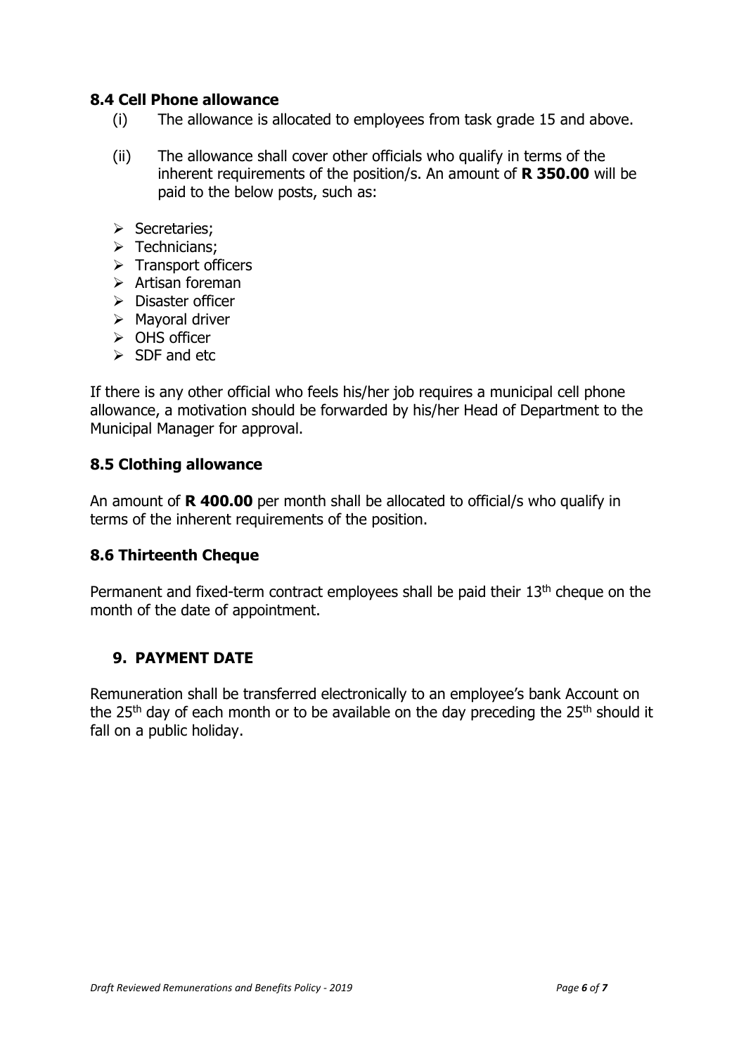### 8.4 Cell Phone allowance

(i) The allowance is allocated to employees from task grade 15 and above.

(ii) The allowance shall cover other officials who qualify in terms of the inherent requirements of the position/s. An amount of **R 350.00** will be paid to the below posts, such as:

- Secretaries;
- Technicians;
- Transport officers
- Artisan foreman
- Disaster officer
- Mayoral driver
- OHS officer
- SDF and etc

If there is any other official who feels his/her job requires a municipal cell phone allowance, a motivation should be forwarded by his/her Head of Department to the Municipal Manager for approval.

### 8.5 Clothing allowance

An amount of **R 400.00** per month shall be allocated to official/s who qualify in terms of the inherent requirements of the position.

### 8.6 Thirteenth Cheque

Permanent and fixed-term contract employees shall be paid their 13th cheque on the month of the date of appointment.

## 9. PAYMENT DATE

Remuneration shall be transferred electronically to an employee's bank Account on the 25th day of each month or to be available on the day preceding the 25th should it fall on a public holiday.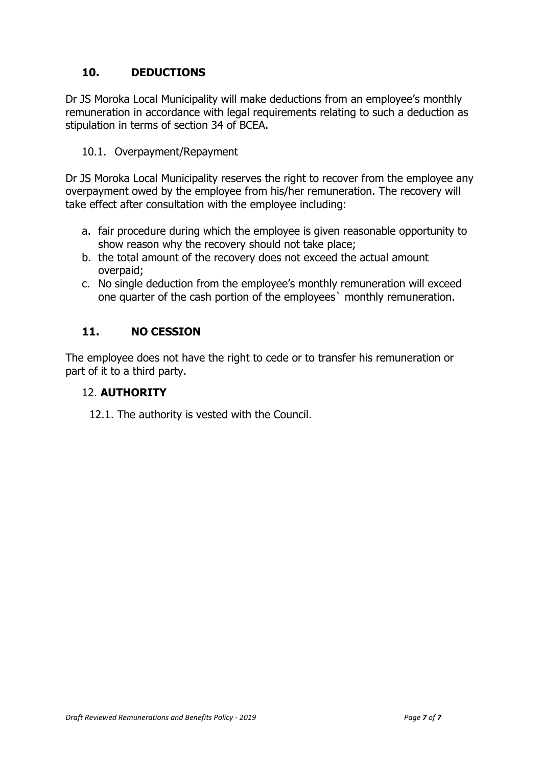## 10. DEDUCTIONS

Dr JS Moroka Local Municipality will make deductions from an employee's monthly remuneration in accordance with legal requirements relating to such a deduction as stipulation in terms of section 34 of BCEA.

### 10.1. Overpayment/Repayment

Dr JS Moroka Local Municipality reserves the right to recover from the employee any overpayment owed by the employee from his/her remuneration. The recovery will take effect after consultation with the employee including:

a. fair procedure during which the employee is given reasonable opportunity to show reason why the recovery should not take place;
b. the total amount of the recovery does not exceed the actual amount overpaid;
c. No single deduction from the employee's monthly remuneration will exceed one quarter of the cash portion of the employees` monthly remuneration.

## 11. NO CESSION

The employee does not have the right to cede or to transfer his remuneration or part of it to a third party.

## 12. AUTHORITY

12.1. The authority is vested with the Council.